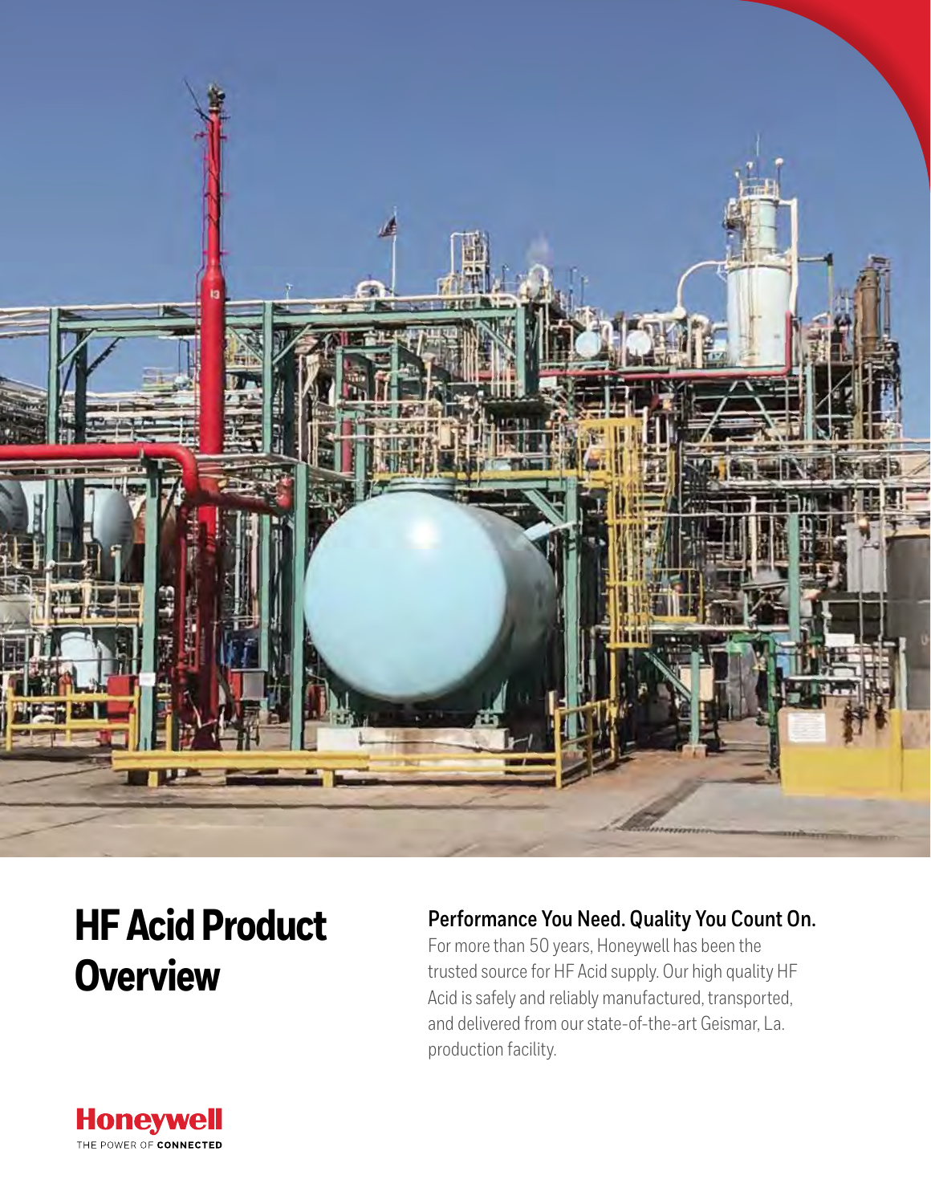# HF Acid Product Overview

## Performance You Need. Quality You Count On.

For more than 50 years, Honeywell has been the trusted source for HF Acid supply. Our high quality HF Acid is safely and reliably manufactured, transported, and delivered from our state-of-the-art Geismar, La. production facility.

Honeywell
THE POWER OF CONNECTED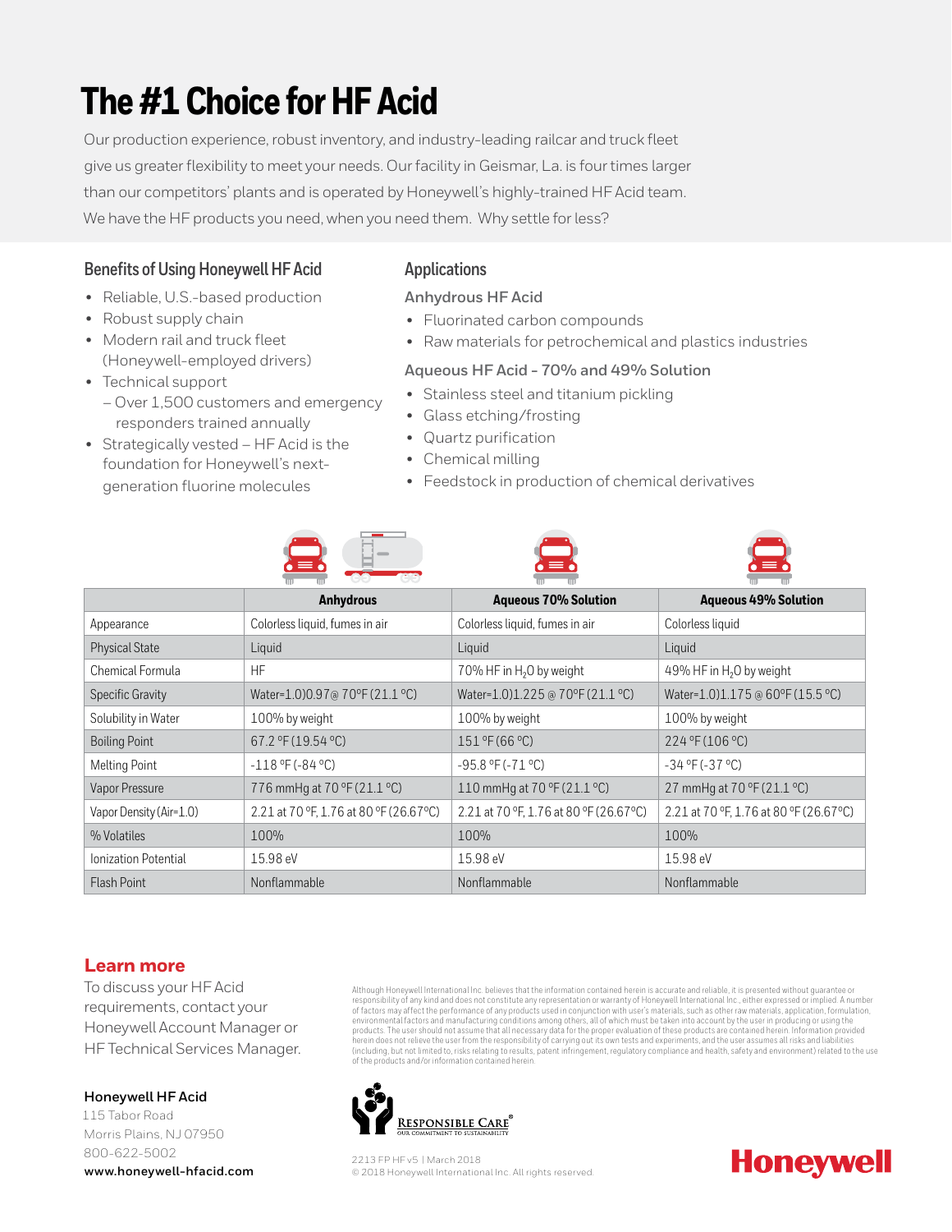# The #1 Choice for HF Acid

Our production experience, robust inventory, and industry-leading railcar and truck fleet give us greater flexibility to meet your needs. Our facility in Geismar, La. is four times larger than our competitors' plants and is operated by Honeywell's highly-trained HF Acid team. We have the HF products you need, when you need them. Why settle for less?

## Benefits of Using Honeywell HF Acid

- Reliable, U.S.-based production
- Robust supply chain
- Modern rail and truck fleet (Honeywell-employed drivers)
- Technical support
  – Over 1,500 customers and emergency responders trained annually
- Strategically vested – HF Acid is the foundation for Honeywell's next-generation fluorine molecules

## Applications

### Anhydrous HF Acid

- Fluorinated carbon compounds
- Raw materials for petrochemical and plastics industries

### Aqueous HF Acid - 70% and 49% Solution

- Stainless steel and titanium pickling
- Glass etching/frosting
- Quartz purification
- Chemical milling
- Feedstock in production of chemical derivatives

| | Anhydrous | Aqueous 70% Solution | Aqueous 49% Solution |
|---|---|---|---|
| Appearance | Colorless liquid, fumes in air | Colorless liquid, fumes in air | Colorless liquid |
| Physical State | Liquid | Liquid | Liquid |
| Chemical Formula | HF | 70% HF in $H_2O$ by weight | 49% HF in $H_2O$ by weight |
| Specific Gravity | Water=1.0)0.97@ 70°F (21.1 °C) | Water=1.0)1.225 @ 70°F (21.1 °C) | Water=1.0)1.175 @ 60°F (15.5 °C) |
| Solubility in Water | 100% by weight | 100% by weight | 100% by weight |
| Boiling Point | 67.2 °F (19.54 °C) | 151 °F (66 °C) | 224 °F (106 °C) |
| Melting Point | -118 °F (-84 °C) | -95.8 °F (-71 °C) | -34 °F (-37 °C) |
| Vapor Pressure | 776 mmHg at 70 °F (21.1 °C) | 110 mmHg at 70 °F (21.1 °C) | 27 mmHg at 70 °F (21.1 °C) |
| Vapor Density (Air=1.0) | 2.21 at 70 °F, 1.76 at 80 °F (26.67°C) | 2.21 at 70 °F, 1.76 at 80 °F (26.67°C) | 2.21 at 70 °F, 1.76 at 80 °F (26.67°C) |
| % Volatiles | 100% | 100% | 100% |
| Ionization Potential | 15.98 eV | 15.98 eV | 15.98 eV |
| Flash Point | Nonflammable | Nonflammable | Nonflammable |

## Learn more

To discuss your HF Acid requirements, contact your Honeywell Account Manager or HF Technical Services Manager.

**Honeywell HF Acid**
115 Tabor Road
Morris Plains, NJ 07950
800-622-5002
**www.honeywell-hfacid.com**

Although Honeywell International Inc. believes that the information contained herein is accurate and reliable, it is presented without guarantee or responsibility of any kind and does not constitute any representation or warranty of Honeywell International Inc., either expressed or implied. A number of factors may affect the performance of any products used in conjunction with user's materials, such as other raw materials, application, formulation, environmental factors and manufacturing conditions among others, all of which must be taken into account by the user in producing or using the products. The user should not assume that all necessary data for the proper evaluation of these products are contained herein. Information provided herein does not relieve the user from the responsibility of carrying out its own tests and experiments, and the user assumes all risks and liabilities (including, but not limited to, risks relating to results, patent infringement, regulatory compliance and health, safety and environment) related to the use of the products and/or information contained herein.

RESPONSIBLE CARE® OUR COMMITMENT TO SUSTAINABILITY

2213 FP HF v5 | March 2018
© 2018 Honeywell International Inc. All rights reserved.

Honeywell